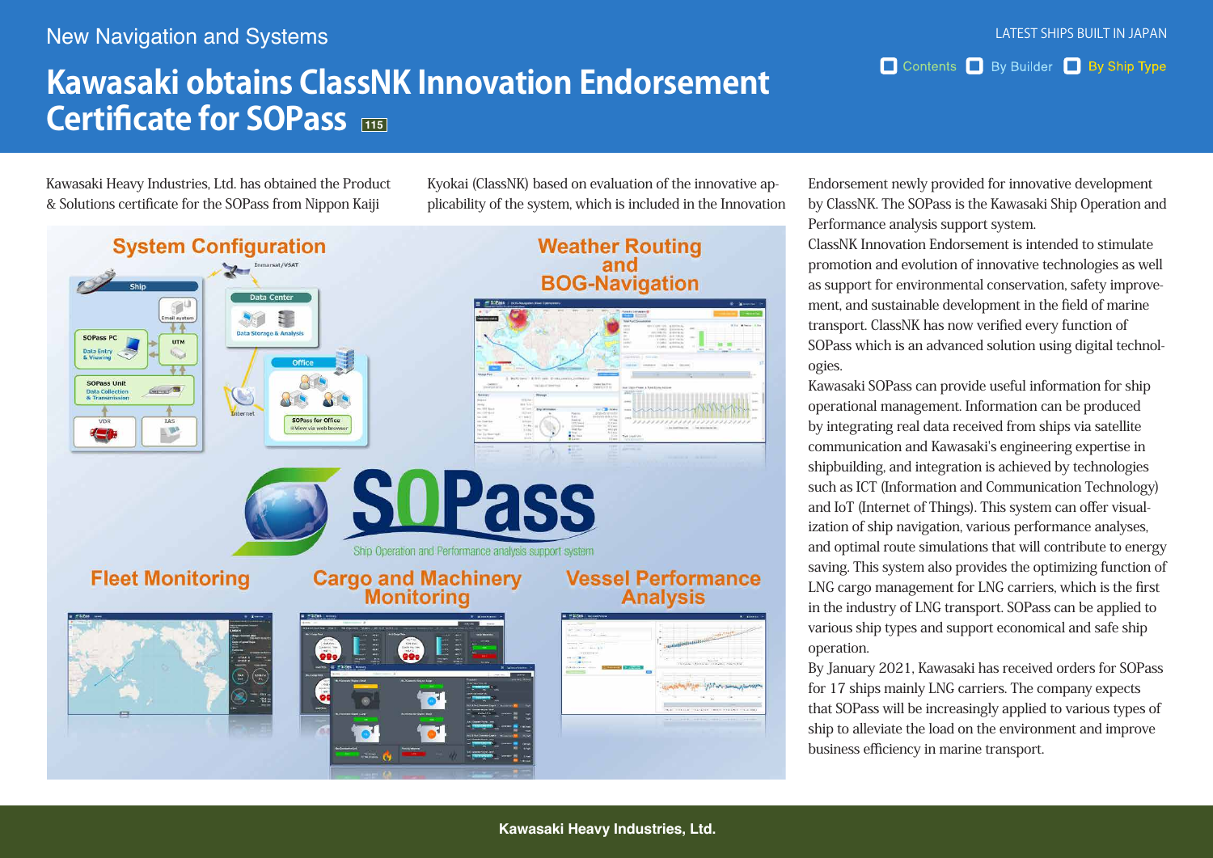New Navigation and Systems

# Kawasaki obtains ClassNK Innovation Endorsement Certificate for SOPass

Kawasaki Heavy Industries, Ltd. has obtained the Product & Solutions certificate for the SOPass from Nippon Kaiji Kyokai (ClassNK) based on evaluation of the innovative applicability of the system, which is included in the Innovation Endorsement newly provided for innovative development by ClassNK. The SOPass is the Kawasaki Ship Operation and Performance analysis support system.

ClassNK Innovation Endorsement is intended to stimulate promotion and evolution of innovative technologies as well as support for environmental conservation, safety improvement, and sustainable development in the field of marine transport. ClassNK has now verified every function of SOPass which is an advanced solution using digital technologies.

Kawasaki SOPass can provide useful information for ship operational management. Information can be produced by integrating real data received from ships via satellite communication and Kawasaki's engineering expertise in shipbuilding, and integration is achieved by technologies such as ICT (Information and Communication Technology) and IoT (Internet of Things). This system can offer visualization of ship navigation, various performance analyses, and optimal route simulations that will contribute to energy saving. This system also provides the optimizing function of LNG cargo management for LNG carriers, which is the first in the industry of LNG transport. SOPass can be applied to various ship types and support economical and safe ship operation.

By January 2021, Kawasaki has received orders for SOPass for 17 ships mainly LNG carriers. The company expects that SOPass will be increasingly applied to various types of ship to alleviate the load on the environment and improve business efficiency in marine transport.

Kawasaki Heavy Industries, Ltd.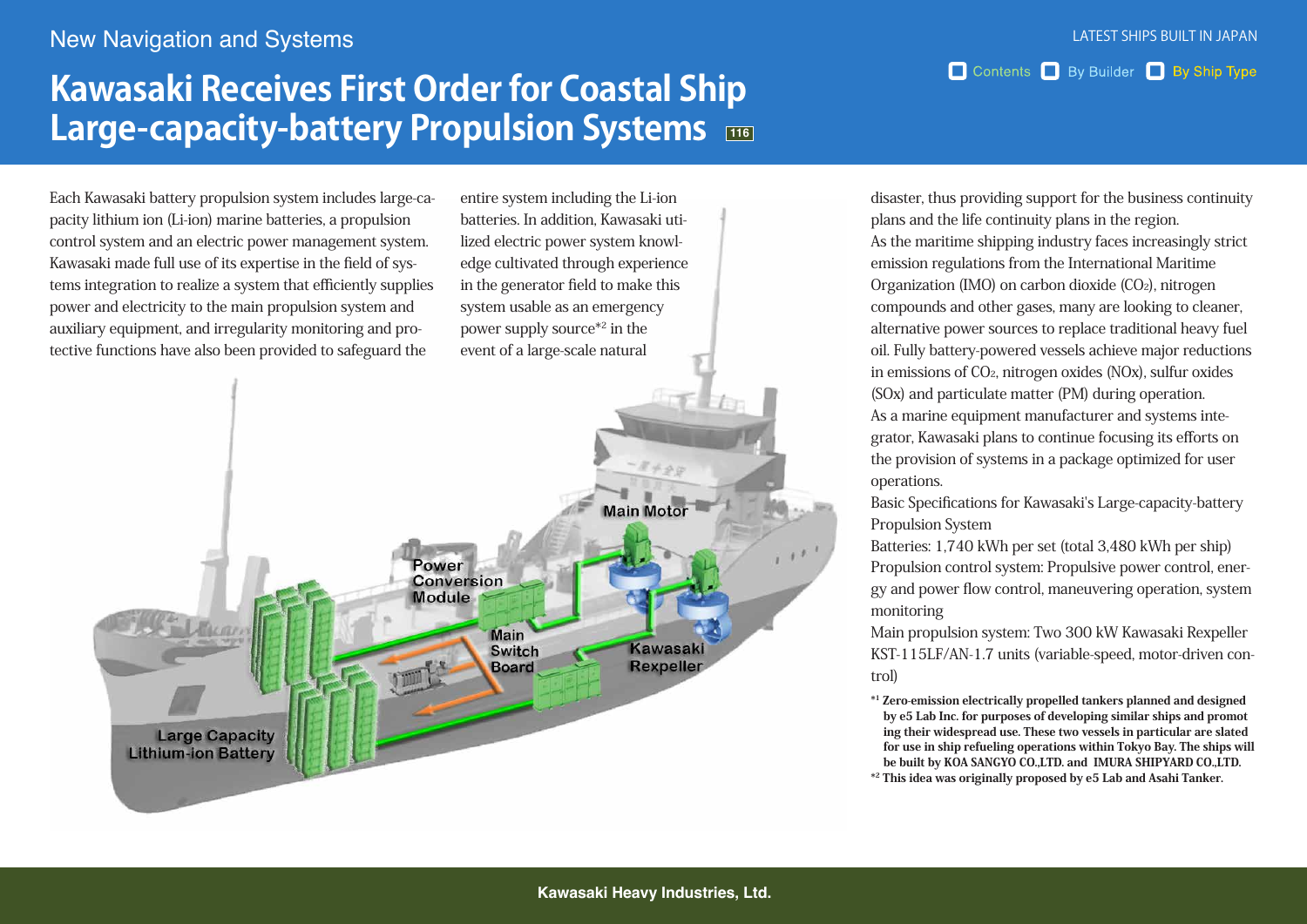# Kawasaki Receives First Order for Coastal Ship Large-capacity-battery Propulsion Systems

Each Kawasaki battery propulsion system includes large-capacity lithium ion (Li-ion) marine batteries, a propulsion control system and an electric power management system. Kawasaki made full use of its expertise in the field of systems integration to realize a system that efficiently supplies power and electricity to the main propulsion system and auxiliary equipment, and irregularity monitoring and protective functions have also been provided to safeguard the entire system including the Li-ion batteries. In addition, Kawasaki utilized electric power system knowledge cultivated through experience in the generator field to make this system usable as an emergency power supply source*[2] in the event of a large-scale natural disaster, thus providing support for the business continuity plans and the life continuity plans in the region.

Main Motor

Power Conversion Module

Main Switch Board

Kawasaki Rexpeller

Large Capacity Lithium-ion Battery

As the maritime shipping industry faces increasingly strict emission regulations from the International Maritime Organization (IMO) on carbon dioxide ($CO_2$), nitrogen compounds and other gases, many are looking to cleaner, alternative power sources to replace traditional heavy fuel oil. Fully battery-powered vessels achieve major reductions in emissions of $CO_2$, nitrogen oxides (NOx), sulfur oxides (SOx) and particulate matter (PM) during operation.

As a marine equipment manufacturer and systems integrator, Kawasaki plans to continue focusing its efforts on the provision of systems in a package optimized for user operations.

Basic Specifications for Kawasaki's Large-capacity-battery Propulsion System

Batteries: 1,740 kWh per set (total 3,480 kWh per ship)

Propulsion control system: Propulsive power control, energy and power flow control, maneuvering operation, system monitoring

Main propulsion system: Two 300 kW Kawasaki Rexpeller KST-115LF/AN-1.7 units (variable-speed, motor-driven control)

**\*[1] Zero-emission electrically propelled tankers planned and designed by e5 Lab Inc. for purposes of developing similar ships and promoting their widespread use. These two vessels in particular are slated for use in ship refueling operations within Tokyo Bay. The ships will be built by KOA SANGYO CO.,LTD. and IMURA SHIPYARD CO.,LTD.**

**\*[2] This idea was originally proposed by e5 Lab and Asahi Tanker.**